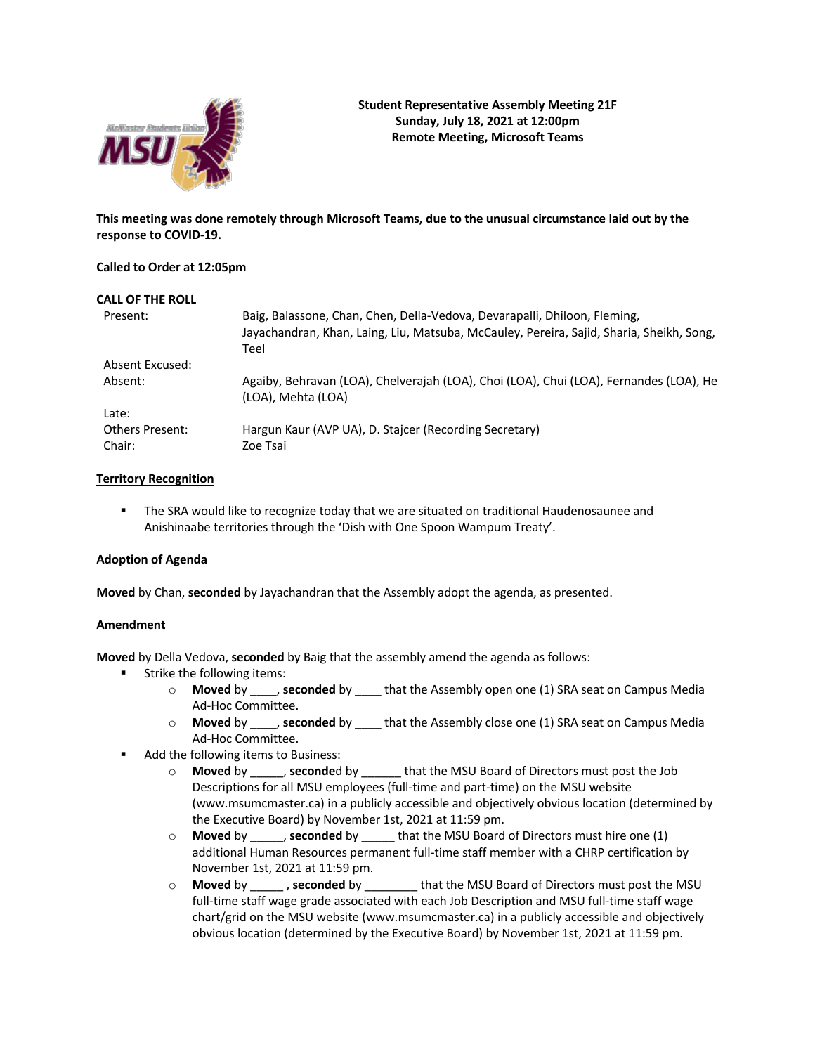**Student Representative Assembly Meeting 21F**
**Sunday, July 18, 2021 at 12:00pm**
**Remote Meeting, Microsoft Teams**

**This meeting was done remotely through Microsoft Teams, due to the unusual circumstance laid out by the response to COVID-19.**

**Called to Order at 12:05pm**

**CALL OF THE ROLL**

| | |
|---|---|
| Present: | Baig, Balassone, Chan, Chen, Della-Vedova, Devarapalli, Dhiloon, Fleming, Jayachandran, Khan, Laing, Liu, Matsuba, McCauley, Pereira, Sajid, Sharia, Sheikh, Song, Teel |
| Absent Excused: | |
| Absent: | Agaiby, Behravan (LOA), Chelverajah (LOA), Choi (LOA), Chui (LOA), Fernandes (LOA), He (LOA), Mehta (LOA) |
| Late: | |
| Others Present: | Hargun Kaur (AVP UA), D. Stajcer (Recording Secretary) |
| Chair: | Zoe Tsai |

**Territory Recognition**

- The SRA would like to recognize today that we are situated on traditional Haudenosaunee and Anishinaabe territories through the 'Dish with One Spoon Wampum Treaty'.

**Adoption of Agenda**

**Moved** by Chan, **seconded** by Jayachandran that the Assembly adopt the agenda, as presented.

**Amendment**

**Moved** by Della Vedova, **seconded** by Baig that the assembly amend the agenda as follows:

- Strike the following items:
  - **Moved** by ____, **seconded** by ____ that the Assembly open one (1) SRA seat on Campus Media Ad-Hoc Committee.
  - **Moved** by ____, **seconded** by ____ that the Assembly close one (1) SRA seat on Campus Media Ad-Hoc Committee.
- Add the following items to Business:
  - **Moved** by _____, **seconded** by ______ that the MSU Board of Directors must post the Job Descriptions for all MSU employees (full-time and part-time) on the MSU website (www.msumcmaster.ca) in a publicly accessible and objectively obvious location (determined by the Executive Board) by November 1st, 2021 at 11:59 pm.
  - **Moved** by _____, **seconded** by _____ that the MSU Board of Directors must hire one (1) additional Human Resources permanent full-time staff member with a CHRP certification by November 1st, 2021 at 11:59 pm.
  - **Moved** by _____ , **seconded** by ________ that the MSU Board of Directors must post the MSU full-time staff wage grade associated with each Job Description and MSU full-time staff wage chart/grid on the MSU website (www.msumcmaster.ca) in a publicly accessible and objectively obvious location (determined by the Executive Board) by November 1st, 2021 at 11:59 pm.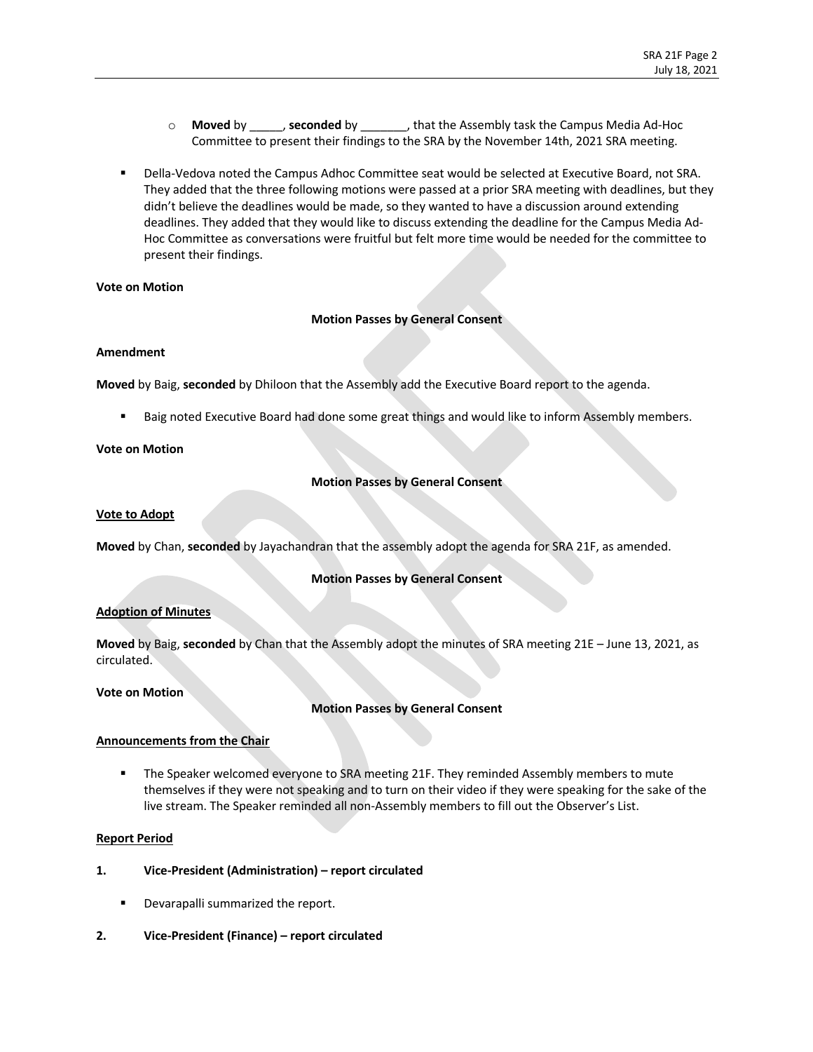- **Moved** by _____, **seconded** by _______, that the Assembly task the Campus Media Ad-Hoc Committee to present their findings to the SRA by the November 14th, 2021 SRA meeting.

- Della-Vedova noted the Campus Adhoc Committee seat would be selected at Executive Board, not SRA. They added that the three following motions were passed at a prior SRA meeting with deadlines, but they didn't believe the deadlines would be made, so they wanted to have a discussion around extending deadlines. They added that they would like to discuss extending the deadline for the Campus Media Ad-Hoc Committee as conversations were fruitful but felt more time would be needed for the committee to present their findings.

**Vote on Motion**

**Motion Passes by General Consent**

**Amendment**

**Moved** by Baig, **seconded** by Dhiloon that the Assembly add the Executive Board report to the agenda.

- Baig noted Executive Board had done some great things and would like to inform Assembly members.

**Vote on Motion**

**Motion Passes by General Consent**

**Vote to Adopt**

**Moved** by Chan, **seconded** by Jayachandran that the assembly adopt the agenda for SRA 21F, as amended.

**Motion Passes by General Consent**

**Adoption of Minutes**

**Moved** by Baig, **seconded** by Chan that the Assembly adopt the minutes of SRA meeting 21E – June 13, 2021, as circulated.

**Vote on Motion**

**Motion Passes by General Consent**

**Announcements from the Chair**

- The Speaker welcomed everyone to SRA meeting 21F. They reminded Assembly members to mute themselves if they were not speaking and to turn on their video if they were speaking for the sake of the live stream. The Speaker reminded all non-Assembly members to fill out the Observer's List.

**Report Period**

**1. Vice-President (Administration) – report circulated**

- Devarapalli summarized the report.

**2. Vice-President (Finance) – report circulated**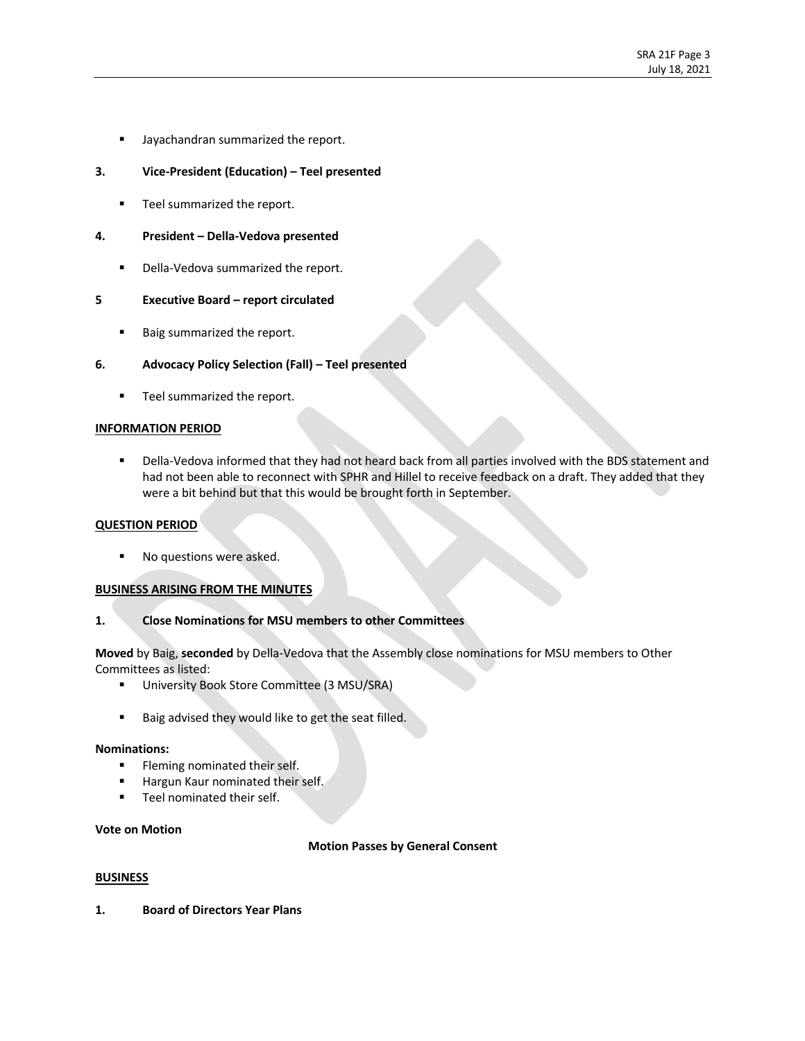- Jayachandran summarized the report.

**3. Vice-President (Education) – Teel presented**

- Teel summarized the report.

**4. President – Della-Vedova presented**

- Della-Vedova summarized the report.

**5 Executive Board – report circulated**

- Baig summarized the report.

**6. Advocacy Policy Selection (Fall) – Teel presented**

- Teel summarized the report.

## INFORMATION PERIOD

- Della-Vedova informed that they had not heard back from all parties involved with the BDS statement and had not been able to reconnect with SPHR and Hillel to receive feedback on a draft. They added that they were a bit behind but that this would be brought forth in September.

## QUESTION PERIOD

- No questions were asked.

## BUSINESS ARISING FROM THE MINUTES

**1. Close Nominations for MSU members to other Committees**

**Moved** by Baig, **seconded** by Della-Vedova that the Assembly close nominations for MSU members to Other Committees as listed:

- University Book Store Committee (3 MSU/SRA)

- Baig advised they would like to get the seat filled.

**Nominations:**

- Fleming nominated their self.
- Hargun Kaur nominated their self.
- Teel nominated their self.

**Vote on Motion**

**Motion Passes by General Consent**

## BUSINESS

**1. Board of Directors Year Plans**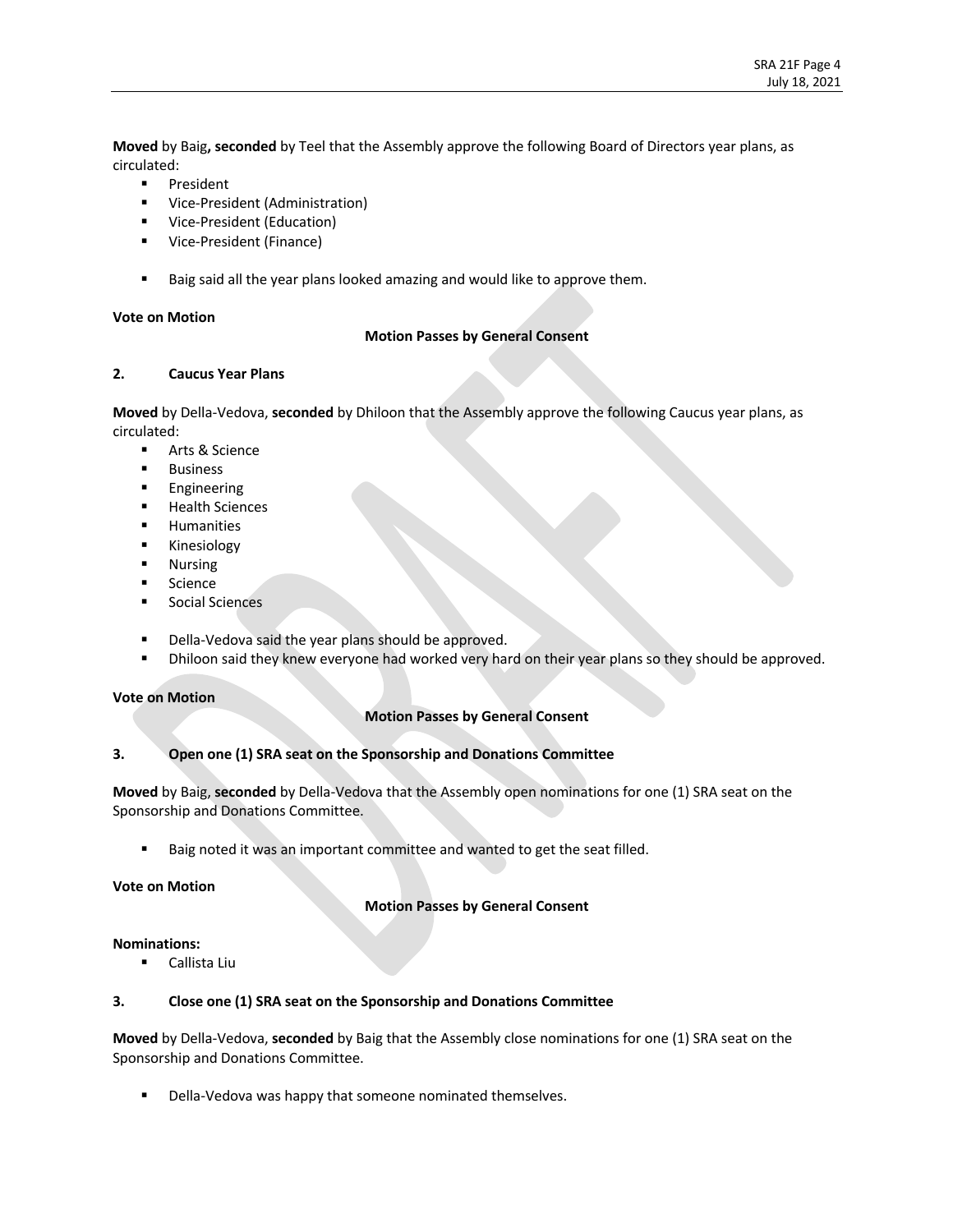**Moved** by Baig**, seconded** by Teel that the Assembly approve the following Board of Directors year plans, as circulated:

- President
- Vice-President (Administration)
- Vice-President (Education)
- Vice-President (Finance)

- Baig said all the year plans looked amazing and would like to approve them.

**Vote on Motion**

**Motion Passes by General Consent**

**2. Caucus Year Plans**

**Moved** by Della-Vedova, **seconded** by Dhiloon that the Assembly approve the following Caucus year plans, as circulated:

- Arts & Science
- Business
- Engineering
- Health Sciences
- Humanities
- Kinesiology
- Nursing
- Science
- Social Sciences

- Della-Vedova said the year plans should be approved.
- Dhiloon said they knew everyone had worked very hard on their year plans so they should be approved.

**Vote on Motion**

**Motion Passes by General Consent**

**3. Open one (1) SRA seat on the Sponsorship and Donations Committee**

**Moved** by Baig, **seconded** by Della-Vedova that the Assembly open nominations for one (1) SRA seat on the Sponsorship and Donations Committee.

- Baig noted it was an important committee and wanted to get the seat filled.

**Vote on Motion**

**Motion Passes by General Consent**

**Nominations:**

- Callista Liu

**3. Close one (1) SRA seat on the Sponsorship and Donations Committee**

**Moved** by Della-Vedova, **seconded** by Baig that the Assembly close nominations for one (1) SRA seat on the Sponsorship and Donations Committee.

- Della-Vedova was happy that someone nominated themselves.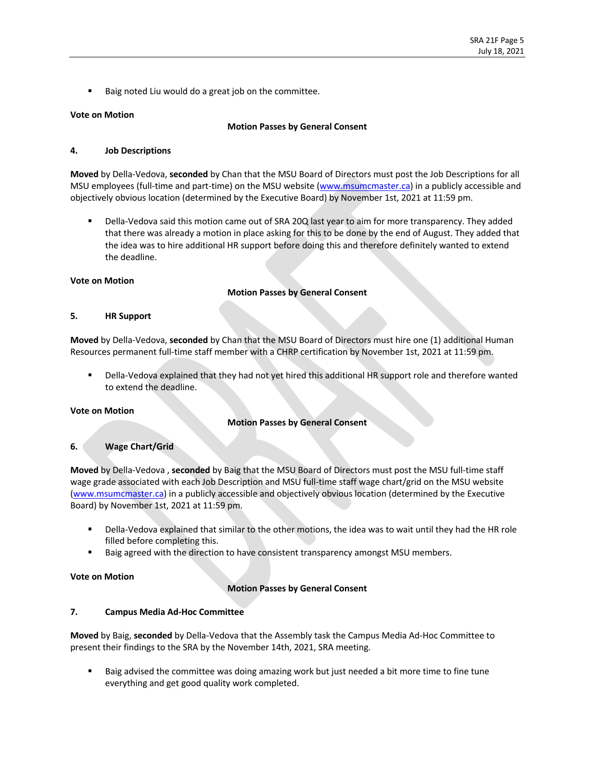- Baig noted Liu would do a great job on the committee.

**Vote on Motion**

**Motion Passes by General Consent**

**4. Job Descriptions**

**Moved** by Della-Vedova, **seconded** by Chan that the MSU Board of Directors must post the Job Descriptions for all MSU employees (full-time and part-time) on the MSU website (www.msumcmaster.ca) in a publicly accessible and objectively obvious location (determined by the Executive Board) by November 1st, 2021 at 11:59 pm.

- Della-Vedova said this motion came out of SRA 20Q last year to aim for more transparency. They added that there was already a motion in place asking for this to be done by the end of August. They added that the idea was to hire additional HR support before doing this and therefore definitely wanted to extend the deadline.

**Vote on Motion**

**Motion Passes by General Consent**

**5. HR Support**

**Moved** by Della-Vedova, **seconded** by Chan that the MSU Board of Directors must hire one (1) additional Human Resources permanent full-time staff member with a CHRP certification by November 1st, 2021 at 11:59 pm.

- Della-Vedova explained that they had not yet hired this additional HR support role and therefore wanted to extend the deadline.

**Vote on Motion**

**Motion Passes by General Consent**

**6. Wage Chart/Grid**

**Moved** by Della-Vedova , **seconded** by Baig that the MSU Board of Directors must post the MSU full-time staff wage grade associated with each Job Description and MSU full-time staff wage chart/grid on the MSU website (www.msumcmaster.ca) in a publicly accessible and objectively obvious location (determined by the Executive Board) by November 1st, 2021 at 11:59 pm.

- Della-Vedova explained that similar to the other motions, the idea was to wait until they had the HR role filled before completing this.
- Baig agreed with the direction to have consistent transparency amongst MSU members.

**Vote on Motion**

**Motion Passes by General Consent**

**7. Campus Media Ad-Hoc Committee**

**Moved** by Baig, **seconded** by Della-Vedova that the Assembly task the Campus Media Ad-Hoc Committee to present their findings to the SRA by the November 14th, 2021, SRA meeting.

- Baig advised the committee was doing amazing work but just needed a bit more time to fine tune everything and get good quality work completed.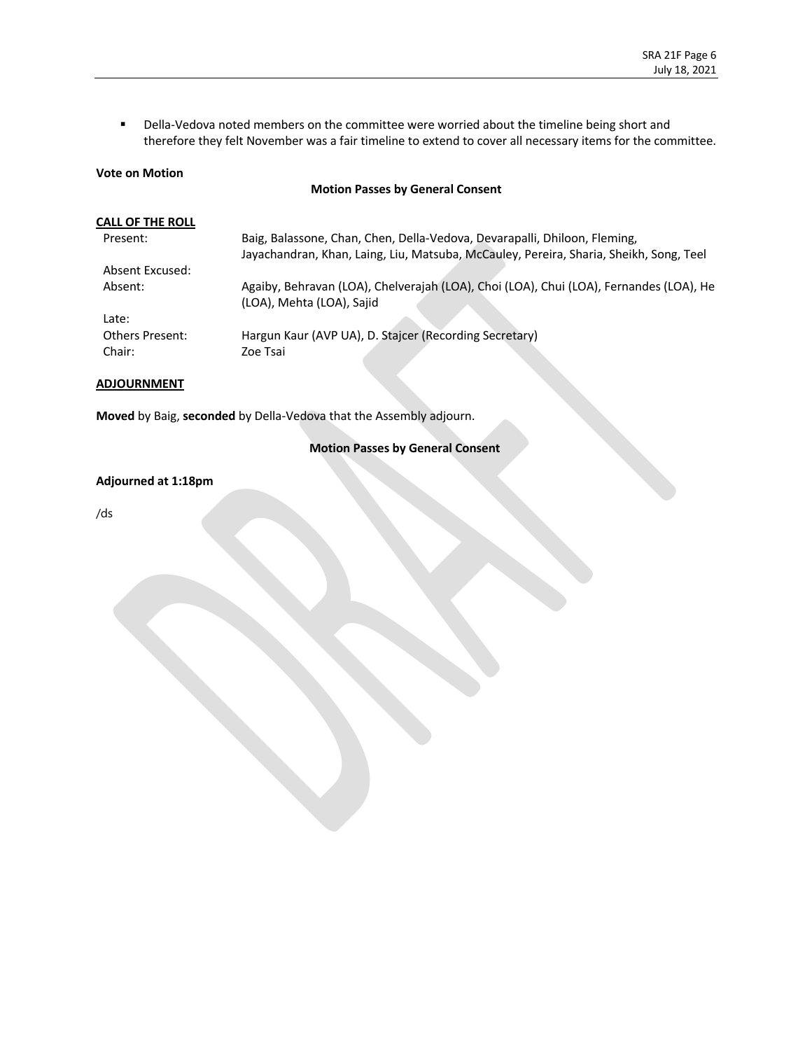- Della-Vedova noted members on the committee were worried about the timeline being short and therefore they felt November was a fair timeline to extend to cover all necessary items for the committee.

**Vote on Motion**

**Motion Passes by General Consent**

**CALL OF THE ROLL**

| | |
|---|---|
| Present: | Baig, Balassone, Chan, Chen, Della-Vedova, Devarapalli, Dhiloon, Fleming, Jayachandran, Khan, Laing, Liu, Matsuba, McCauley, Pereira, Sharia, Sheikh, Song, Teel |
| Absent Excused: | |
| Absent: | Agaiby, Behravan (LOA), Chelverajah (LOA), Choi (LOA), Chui (LOA), Fernandes (LOA), He (LOA), Mehta (LOA), Sajid |
| Late: | |
| Others Present: | Hargun Kaur (AVP UA), D. Stajcer (Recording Secretary) |
| Chair: | Zoe Tsai |

**ADJOURNMENT**

**Moved** by Baig, **seconded** by Della-Vedova that the Assembly adjourn.

**Motion Passes by General Consent**

**Adjourned at 1:18pm**

/ds